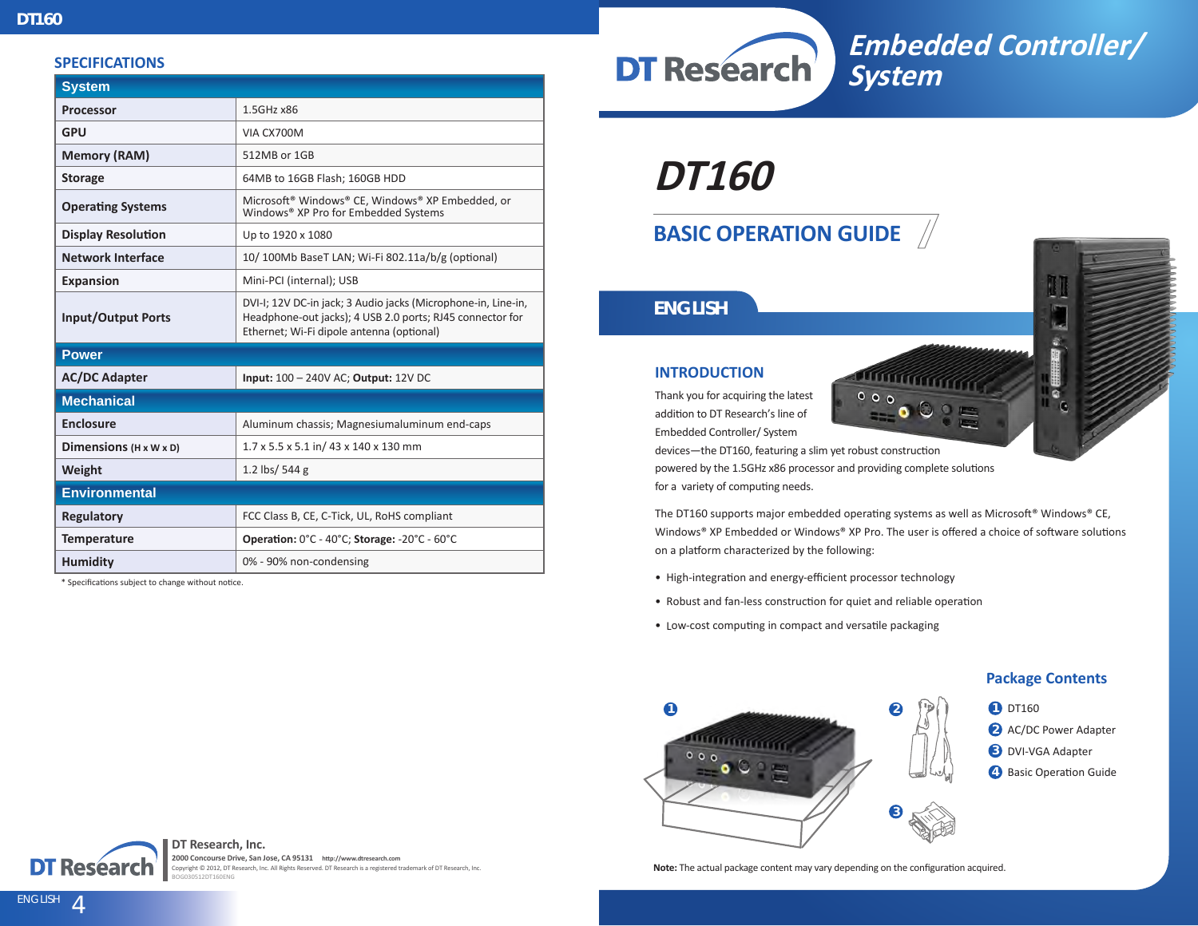## SPECIFICATIONS

| | |
|---|---|
| **System** | |
| **Processor** | 1.5GHz x86 |
| **GPU** | VIA CX700M |
| **Memory (RAM)** | 512MB or 1GB |
| **Storage** | 64MB to 16GB Flash; 160GB HDD |
| **Operating Systems** | Microsoft® Windows® CE, Windows® XP Embedded, or Windows® XP Pro for Embedded Systems |
| **Display Resolution** | Up to 1920 x 1080 |
| **Network Interface** | 10/ 100Mb BaseT LAN; Wi-Fi 802.11a/b/g (optional) |
| **Expansion** | Mini-PCI (internal); USB |
| **Input/Output Ports** | DVI-I; 12V DC-in jack; 3 Audio jacks (Microphone-in, Line-in, Headphone-out jacks); 4 USB 2.0 ports; RJ45 connector for Ethernet; Wi-Fi dipole antenna (optional) |
| **Power** | |
| **AC/DC Adapter** | **Input:** 100 – 240V AC; **Output:** 12V DC |
| **Mechanical** | |
| **Enclosure** | Aluminum chassis; Magnesiumaluminum end-caps |
| **Dimensions** (H x W x D) | 1.7 x 5.5 x 5.1 in/ 43 x 140 x 130 mm |
| **Weight** | 1.2 lbs/ 544 g |
| **Environmental** | |
| **Regulatory** | FCC Class B, CE, C-Tick, UL, RoHS compliant |
| **Temperature** | **Operation:** 0°C - 40°C; **Storage:** -20°C - 60°C |
| **Humidity** | 0% - 90% non-condensing |

\* Specifications subject to change without notice.

DT Research, Inc.
2000 Concourse Drive, San Jose, CA 95131 http://www.dtresearch.com
Copyright © 2012, DT Research, Inc. All Rights Reserved. DT Research is a registered trademark of DT Research, Inc.
BOG030512DT160ENG

DT Research

Embedded Controller/ System

# DT160

## BASIC OPERATION GUIDE

## ENGLISH

### INTRODUCTION

Thank you for acquiring the latest addition to DT Research's line of Embedded Controller/ System devices—the DT160, featuring a slim yet robust construction powered by the 1.5GHz x86 processor and providing complete solutions for a variety of computing needs.

The DT160 supports major embedded operating systems as well as Microsoft® Windows® CE, Windows® XP Embedded or Windows® XP Pro. The user is offered a choice of software solutions on a platform characterized by the following:

- High-integration and energy-efficient processor technology
- Robust and fan-less construction for quiet and reliable operation
- Low-cost computing in compact and versatile packaging

### Package Contents

1. DT160
2. AC/DC Power Adapter
3. DVI-VGA Adapter
4. Basic Operation Guide

**Note:** The actual package content may vary depending on the configuration acquired.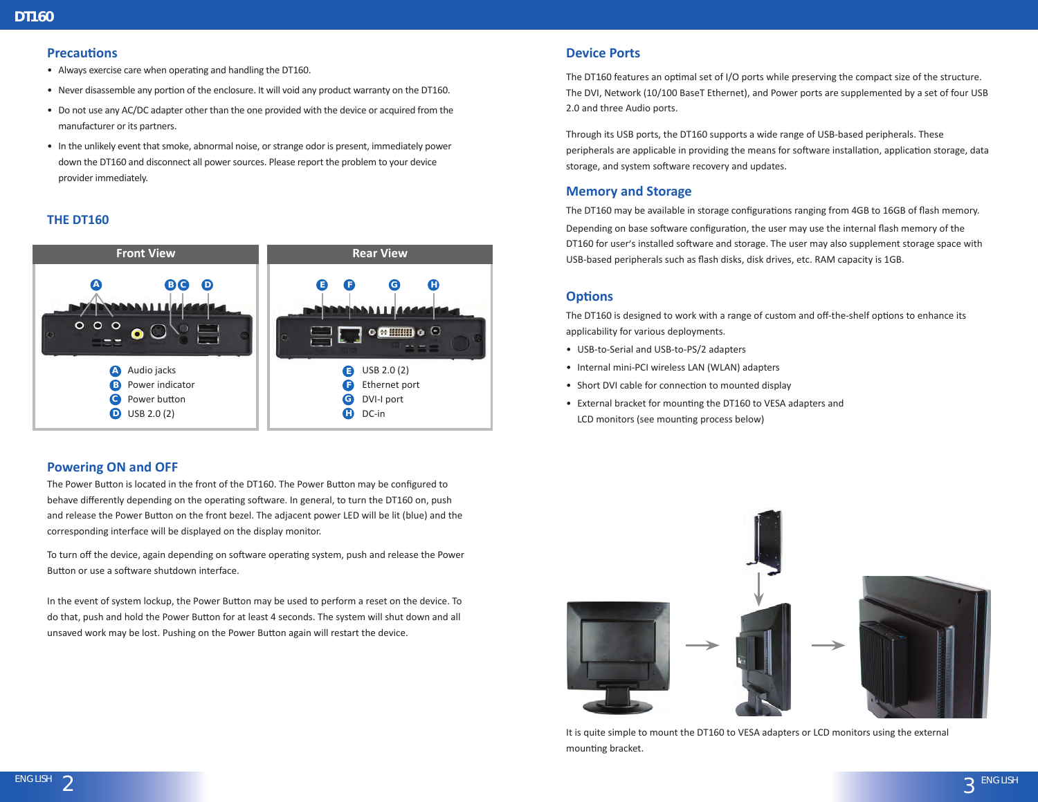## Precautions

- Always exercise care when operating and handling the DT160.
- Never disassemble any portion of the enclosure. It will void any product warranty on the DT160.
- Do not use any AC/DC adapter other than the one provided with the device or acquired from the manufacturer or its partners.
- In the unlikely event that smoke, abnormal noise, or strange odor is present, immediately power down the DT160 and disconnect all power sources. Please report the problem to your device provider immediately.

## THE DT160

**Front View**

- A Audio jacks
- B Power indicator
- C Power button
- D USB 2.0 (2)

**Rear View**

- E USB 2.0 (2)
- F Ethernet port
- G DVI-I port
- H DC-in

## Powering ON and OFF

The Power Button is located in the front of the DT160. The Power Button may be configured to behave differently depending on the operating software. In general, to turn the DT160 on, push and release the Power Button on the front bezel. The adjacent power LED will be lit (blue) and the corresponding interface will be displayed on the display monitor.

To turn off the device, again depending on software operating system, push and release the Power Button or use a software shutdown interface.

In the event of system lockup, the Power Button may be used to perform a reset on the device. To do that, push and hold the Power Button for at least 4 seconds. The system will shut down and all unsaved work may be lost. Pushing on the Power Button again will restart the device.

## Device Ports

The DT160 features an optimal set of I/O ports while preserving the compact size of the structure. The DVI, Network (10/100 BaseT Ethernet), and Power ports are supplemented by a set of four USB 2.0 and three Audio ports.

Through its USB ports, the DT160 supports a wide range of USB-based peripherals. These peripherals are applicable in providing the means for software installation, application storage, data storage, and system software recovery and updates.

## Memory and Storage

The DT160 may be available in storage configurations ranging from 4GB to 16GB of flash memory. Depending on base software configuration, the user may use the internal flash memory of the DT160 for user's installed software and storage. The user may also supplement storage space with USB-based peripherals such as flash disks, disk drives, etc. RAM capacity is 1GB.

## Options

The DT160 is designed to work with a range of custom and off-the-shelf options to enhance its applicability for various deployments.

- USB-to-Serial and USB-to-PS/2 adapters
- Internal mini-PCI wireless LAN (WLAN) adapters
- Short DVI cable for connection to mounted display
- External bracket for mounting the DT160 to VESA adapters and LCD monitors (see mounting process below)

It is quite simple to mount the DT160 to VESA adapters or LCD monitors using the external mounting bracket.